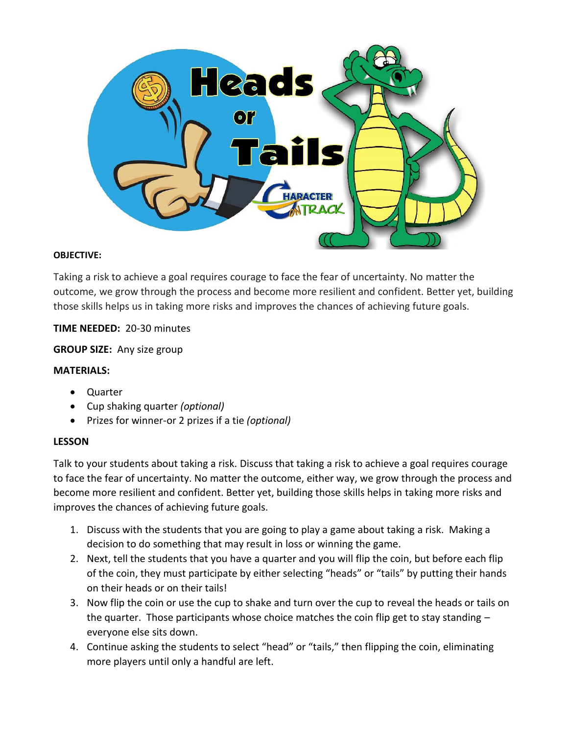# Heads or Tails

**OBJECTIVE:**

Taking a risk to achieve a goal requires courage to face the fear of uncertainty. No matter the outcome, we grow through the process and become more resilient and confident. Better yet, building those skills helps us in taking more risks and improves the chances of achieving future goals.

**TIME NEEDED:** 20-30 minutes

**GROUP SIZE:** Any size group

**MATERIALS:**

- Quarter
- Cup shaking quarter *(optional)*
- Prizes for winner-or 2 prizes if a tie *(optional)*

**LESSON**

Talk to your students about taking a risk. Discuss that taking a risk to achieve a goal requires courage to face the fear of uncertainty. No matter the outcome, either way, we grow through the process and become more resilient and confident. Better yet, building those skills helps in taking more risks and improves the chances of achieving future goals.

1. Discuss with the students that you are going to play a game about taking a risk. Making a decision to do something that may result in loss or winning the game.
2. Next, tell the students that you have a quarter and you will flip the coin, but before each flip of the coin, they must participate by either selecting "heads" or "tails" by putting their hands on their heads or on their tails!
3. Now flip the coin or use the cup to shake and turn over the cup to reveal the heads or tails on the quarter. Those participants whose choice matches the coin flip get to stay standing – everyone else sits down.
4. Continue asking the students to select "head" or "tails," then flipping the coin, eliminating more players until only a handful are left.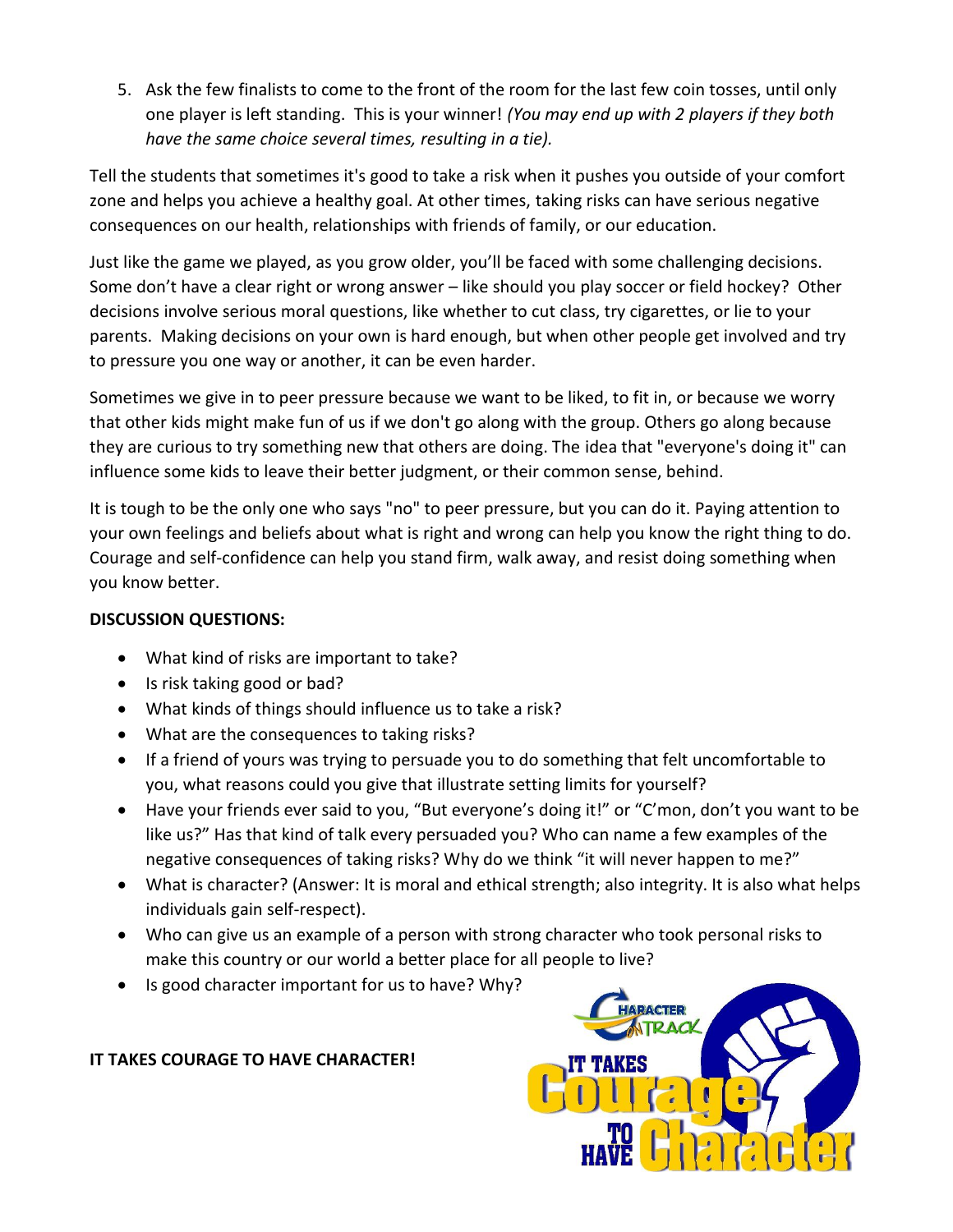5. Ask the few finalists to come to the front of the room for the last few coin tosses, until only one player is left standing. This is your winner! *(You may end up with 2 players if they both have the same choice several times, resulting in a tie).*

Tell the students that sometimes it's good to take a risk when it pushes you outside of your comfort zone and helps you achieve a healthy goal. At other times, taking risks can have serious negative consequences on our health, relationships with friends of family, or our education.

Just like the game we played, as you grow older, you'll be faced with some challenging decisions. Some don't have a clear right or wrong answer – like should you play soccer or field hockey? Other decisions involve serious moral questions, like whether to cut class, try cigarettes, or lie to your parents. Making decisions on your own is hard enough, but when other people get involved and try to pressure you one way or another, it can be even harder.

Sometimes we give in to peer pressure because we want to be liked, to fit in, or because we worry that other kids might make fun of us if we don't go along with the group. Others go along because they are curious to try something new that others are doing. The idea that "everyone's doing it" can influence some kids to leave their better judgment, or their common sense, behind.

It is tough to be the only one who says "no" to peer pressure, but you can do it. Paying attention to your own feelings and beliefs about what is right and wrong can help you know the right thing to do. Courage and self-confidence can help you stand firm, walk away, and resist doing something when you know better.

**DISCUSSION QUESTIONS:**

- What kind of risks are important to take?
- Is risk taking good or bad?
- What kinds of things should influence us to take a risk?
- What are the consequences to taking risks?
- If a friend of yours was trying to persuade you to do something that felt uncomfortable to you, what reasons could you give that illustrate setting limits for yourself?
- Have your friends ever said to you, "But everyone's doing it!" or "C'mon, don't you want to be like us?" Has that kind of talk every persuaded you? Who can name a few examples of the negative consequences of taking risks? Why do we think "it will never happen to me?"
- What is character? (Answer: It is moral and ethical strength; also integrity. It is also what helps individuals gain self-respect).
- Who can give us an example of a person with strong character who took personal risks to make this country or our world a better place for all people to live?
- Is good character important for us to have? Why?

**IT TAKES COURAGE TO HAVE CHARACTER!**